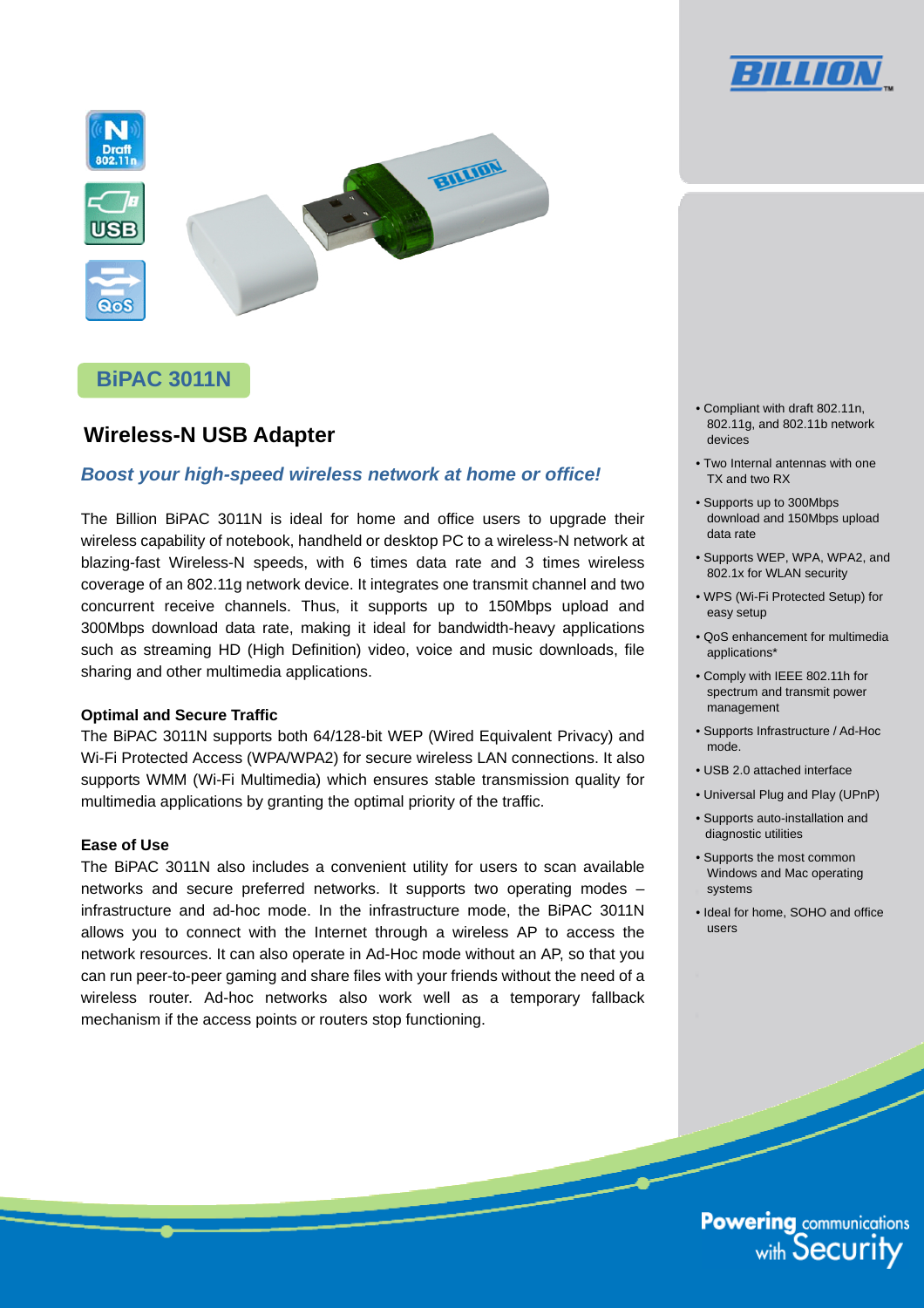# BiPAC 3011N

## Wireless-N USB Adapter

***Boost your high-speed wireless network at home or office!***

The Billion BiPAC 3011N is ideal for home and office users to upgrade their wireless capability of notebook, handheld or desktop PC to a wireless-N network at blazing-fast Wireless-N speeds, with 6 times data rate and 3 times wireless coverage of an 802.11g network device. It integrates one transmit channel and two concurrent receive channels. Thus, it supports up to 150Mbps upload and 300Mbps download data rate, making it ideal for bandwidth-heavy applications such as streaming HD (High Definition) video, voice and music downloads, file sharing and other multimedia applications.

### Optimal and Secure Traffic

The BiPAC 3011N supports both 64/128-bit WEP (Wired Equivalent Privacy) and Wi-Fi Protected Access (WPA/WPA2) for secure wireless LAN connections. It also supports WMM (Wi-Fi Multimedia) which ensures stable transmission quality for multimedia applications by granting the optimal priority of the traffic.

### Ease of Use

The BiPAC 3011N also includes a convenient utility for users to scan available networks and secure preferred networks. It supports two operating modes – infrastructure and ad-hoc mode. In the infrastructure mode, the BiPAC 3011N allows you to connect with the Internet through a wireless AP to access the network resources. It can also operate in Ad-Hoc mode without an AP, so that you can run peer-to-peer gaming and share files with your friends without the need of a wireless router. Ad-hoc networks also work well as a temporary fallback mechanism if the access points or routers stop functioning.

- Compliant with draft 802.11n, 802.11g, and 802.11b network devices
- Two Internal antennas with one TX and two RX
- Supports up to 300Mbps download and 150Mbps upload data rate
- Supports WEP, WPA, WPA2, and 802.1x for WLAN security
- WPS (Wi-Fi Protected Setup) for easy setup
- QoS enhancement for multimedia applications*
- Comply with IEEE 802.11h for spectrum and transmit power management
- Supports Infrastructure / Ad-Hoc mode.
- USB 2.0 attached interface
- Universal Plug and Play (UPnP)
- Supports auto-installation and diagnostic utilities
- Supports the most common Windows and Mac operating systems
- Ideal for home, SOHO and office users

Powering communications with Security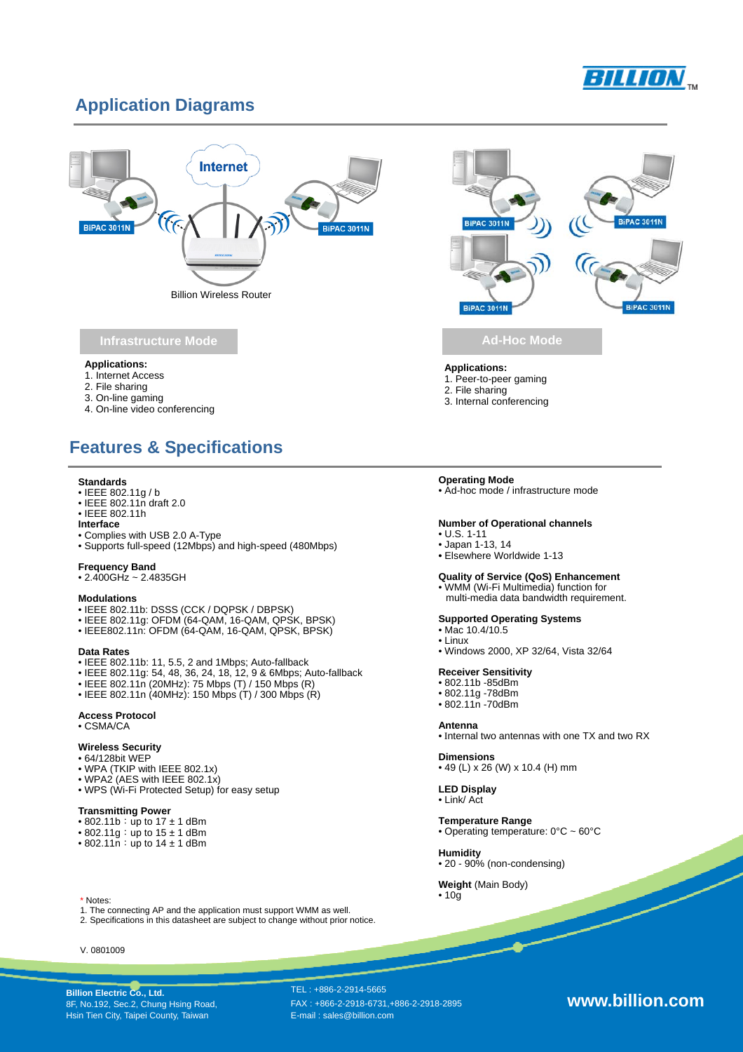## Application Diagrams

Internet

BiPAC 3011N

BiPAC 3011N

Billion Wireless Router

**Infrastructure Mode**

**Applications:**
1. Internet Access
2. File sharing
3. On-line gaming
4. On-line video conferencing

BiPAC 3011N

BiPAC 3011N

BiPAC 3011N

BiPAC 3011N

**Ad-Hoc Mode**

**Applications:**
1. Peer-to-peer gaming
2. File sharing
3. Internal conferencing

## Features & Specifications

**Standards**
- IEEE 802.11g / b
- IEEE 802.11n draft 2.0
- IEEE 802.11h

**Interface**
- Complies with USB 2.0 A-Type
- Supports full-speed (12Mbps) and high-speed (480Mbps)

**Frequency Band**
- 2.400GHz ~ 2.4835GH

**Modulations**
- IEEE 802.11b: DSSS (CCK / DQPSK / DBPSK)
- IEEE 802.11g: OFDM (64-QAM, 16-QAM, QPSK, BPSK)
- IEEE802.11n: OFDM (64-QAM, 16-QAM, QPSK, BPSK)

**Data Rates**
- IEEE 802.11b: 11, 5.5, 2 and 1Mbps; Auto-fallback
- IEEE 802.11g: 54, 48, 36, 24, 18, 12, 9 & 6Mbps; Auto-fallback
- IEEE 802.11n (20MHz): 75 Mbps (T) / 150 Mbps (R)
- IEEE 802.11n (40MHz): 150 Mbps (T) / 300 Mbps (R)

**Access Protocol**
- CSMA/CA

**Wireless Security**
- 64/128bit WEP
- WPA (TKIP with IEEE 802.1x)
- WPA2 (AES with IEEE 802.1x)
- WPS (Wi-Fi Protected Setup) for easy setup

**Transmitting Power**
- 802.11b：up to 17 ± 1 dBm
- 802.11g：up to 15 ± 1 dBm
- 802.11n：up to 14 ± 1 dBm

**Operating Mode**
- Ad-hoc mode / infrastructure mode

**Number of Operational channels**
- U.S. 1-11
- Japan 1-13, 14
- Elsewhere Worldwide 1-13

**Quality of Service (QoS) Enhancement**
- WMM (Wi-Fi Multimedia) function for multi-media data bandwidth requirement.

**Supported Operating Systems**
- Mac 10.4/10.5
- Linux
- Windows 2000, XP 32/64, Vista 32/64

**Receiver Sensitivity**
- 802.11b -85dBm
- 802.11g -78dBm
- 802.11n -70dBm

**Antenna**
- Internal two antennas with one TX and two RX

**Dimensions**
- 49 (L) x 26 (W) x 10.4 (H) mm

**LED Display**
- Link/ Act

**Temperature Range**
- Operating temperature: 0°C ~ 60°C

**Humidity**
- 20 - 90% (non-condensing)

**Weight** (Main Body)
- 10g

\* Notes:
1. The connecting AP and the application must support WMM as well.
2. Specifications in this datasheet are subject to change without prior notice.

V. 0801009

**Billion Electric Co., Ltd.**
8F, No.192, Sec.2, Chung Hsing Road,
Hsin Tien City, Taipei County, Taiwan

TEL : +886-2-2914-5665
FAX : +886-2-2918-6731,+886-2-2918-2895
E-mail : sales@billion.com

**www.billion.com**